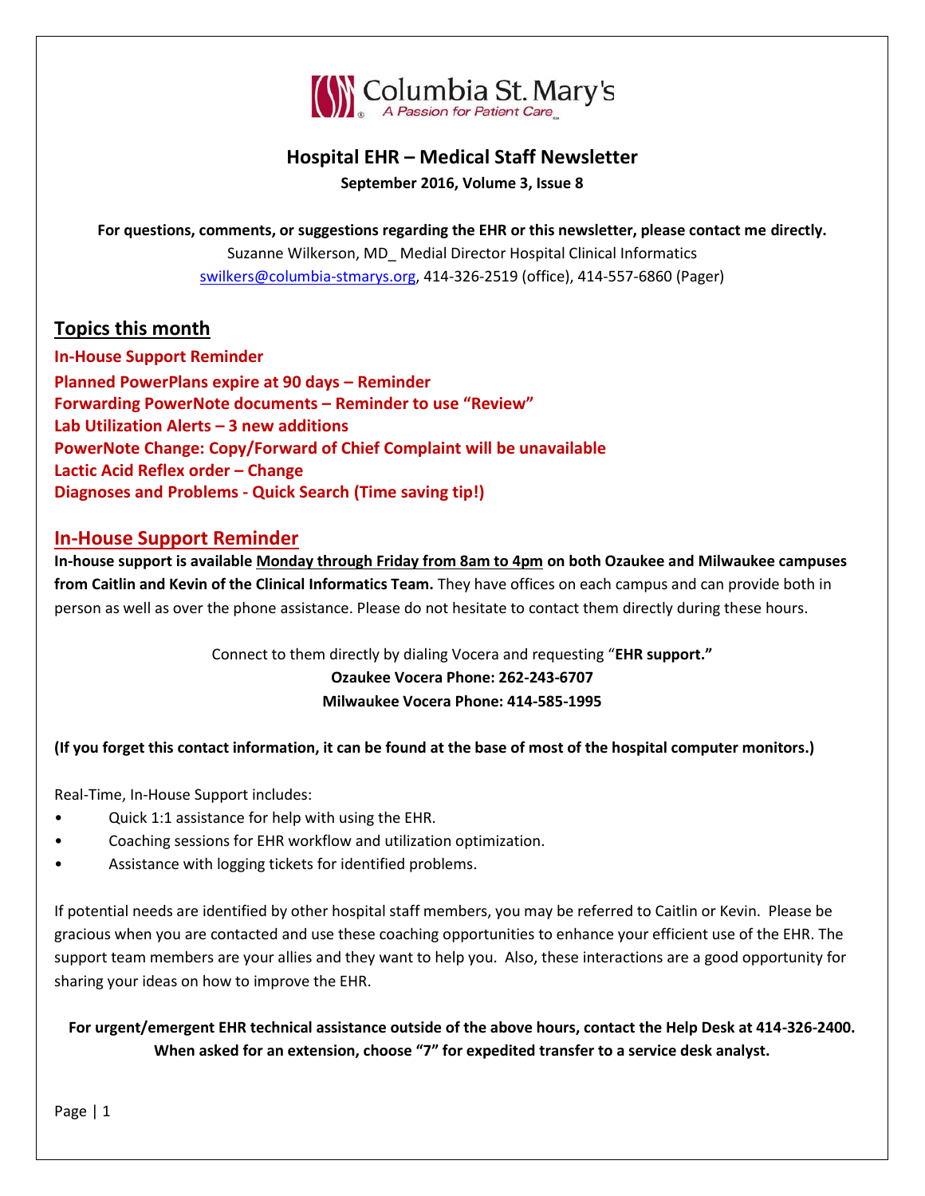Columbia St. Mary's
A Passion for Patient Care

# Hospital EHR – Medical Staff Newsletter

**September 2016, Volume 3, Issue 8**

**For questions, comments, or suggestions regarding the EHR or this newsletter, please contact me directly.**
Suzanne Wilkerson, MD_ Medial Director Hospital Clinical Informatics
swilkers@columbia-stmarys.org, 414-326-2519 (office), 414-557-6860 (Pager)

## Topics this month

**In-House Support Reminder**
**Planned PowerPlans expire at 90 days – Reminder**
**Forwarding PowerNote documents – Reminder to use "Review"**
**Lab Utilization Alerts – 3 new additions**
**PowerNote Change: Copy/Forward of Chief Complaint will be unavailable**
**Lactic Acid Reflex order – Change**
**Diagnoses and Problems - Quick Search (Time saving tip!)**

## In-House Support Reminder

**In-house support is available Monday through Friday from 8am to 4pm on both Ozaukee and Milwaukee campuses from Caitlin and Kevin of the Clinical Informatics Team.** They have offices on each campus and can provide both in person as well as over the phone assistance. Please do not hesitate to contact them directly during these hours.

Connect to them directly by dialing Vocera and requesting "**EHR support."**
**Ozaukee Vocera Phone: 262-243-6707**
**Milwaukee Vocera Phone: 414-585-1995**

**(If you forget this contact information, it can be found at the base of most of the hospital computer monitors.)**

Real-Time, In-House Support includes:

- Quick 1:1 assistance for help with using the EHR.
- Coaching sessions for EHR workflow and utilization optimization.
- Assistance with logging tickets for identified problems.

If potential needs are identified by other hospital staff members, you may be referred to Caitlin or Kevin. Please be gracious when you are contacted and use these coaching opportunities to enhance your efficient use of the EHR. The support team members are your allies and they want to help you. Also, these interactions are a good opportunity for sharing your ideas on how to improve the EHR.

**For urgent/emergent EHR technical assistance outside of the above hours, contact the Help Desk at 414-326-2400. When asked for an extension, choose "7" for expedited transfer to a service desk analyst.**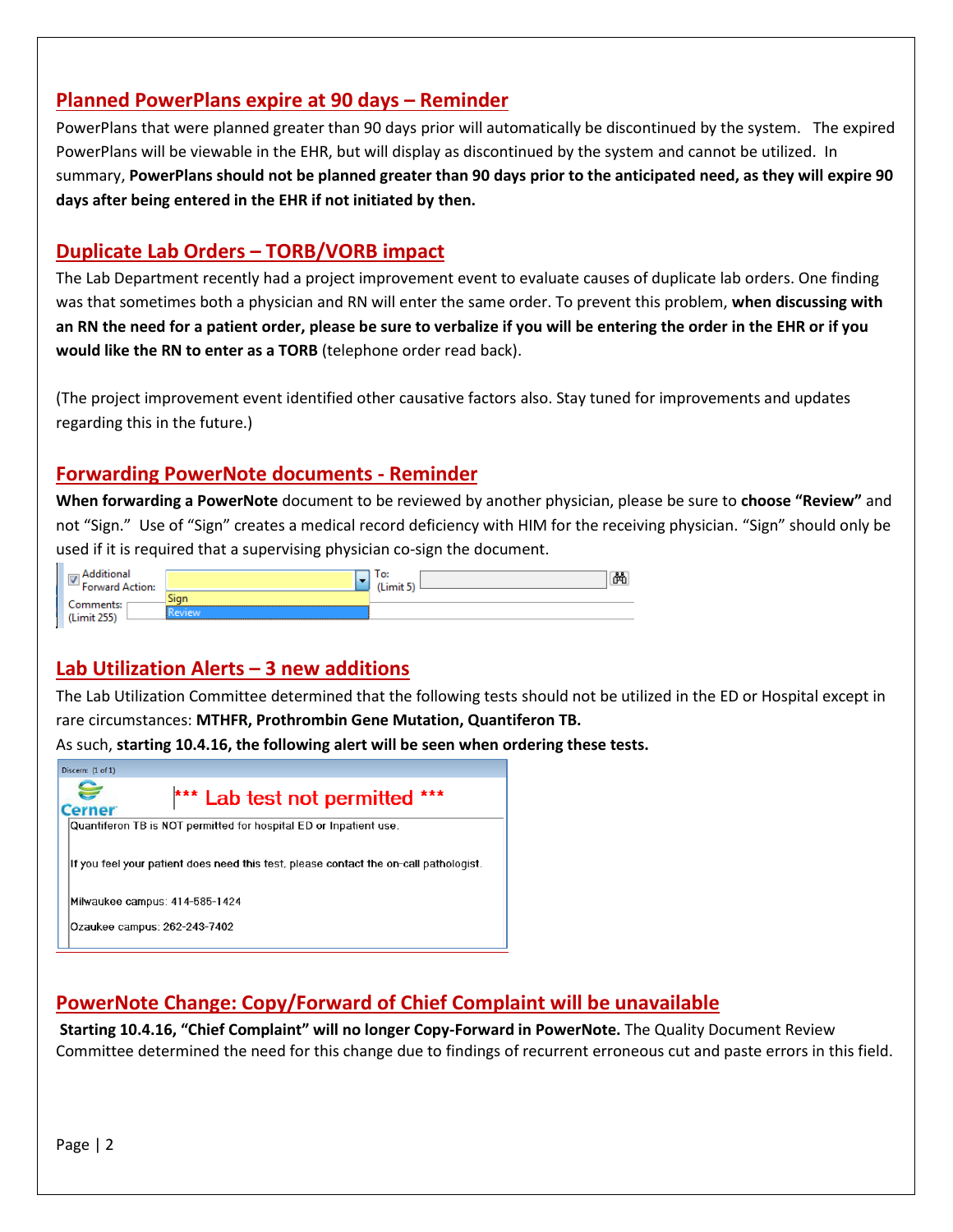## Planned PowerPlans expire at 90 days – Reminder

PowerPlans that were planned greater than 90 days prior will automatically be discontinued by the system. The expired PowerPlans will be viewable in the EHR, but will display as discontinued by the system and cannot be utilized. In summary, **PowerPlans should not be planned greater than 90 days prior to the anticipated need, as they will expire 90 days after being entered in the EHR if not initiated by then.**

## Duplicate Lab Orders – TORB/VORB impact

The Lab Department recently had a project improvement event to evaluate causes of duplicate lab orders. One finding was that sometimes both a physician and RN will enter the same order. To prevent this problem, **when discussing with an RN the need for a patient order, please be sure to verbalize if you will be entering the order in the EHR or if you would like the RN to enter as a TORB** (telephone order read back).

(The project improvement event identified other causative factors also. Stay tuned for improvements and updates regarding this in the future.)

## Forwarding PowerNote documents - Reminder

**When forwarding a PowerNote** document to be reviewed by another physician, please be sure to **choose "Review"** and not "Sign." Use of "Sign" creates a medical record deficiency with HIM for the receiving physician. "Sign" should only be used if it is required that a supervising physician co-sign the document.

Additional Forward Action: [Sign / Review] To: (Limit 5)
Comments: (Limit 255)

## Lab Utilization Alerts – 3 new additions

The Lab Utilization Committee determined that the following tests should not be utilized in the ED or Hospital except in rare circumstances: **MTHFR, Prothrombin Gene Mutation, Quantiferon TB.**

As such, **starting 10.4.16, the following alert will be seen when ordering these tests.**

Discern: (1 of 1)

Cerner *** Lab test not permitted ***

Quantiferon TB is NOT permitted for hospital ED or Inpatient use.

If you feel your patient does need this test, please contact the on-call pathologist.

Milwaukee campus: 414-585-1424

Ozaukee campus: 262-243-7402

## PowerNote Change: Copy/Forward of Chief Complaint will be unavailable

**Starting 10.4.16, "Chief Complaint" will no longer Copy-Forward in PowerNote.** The Quality Document Review Committee determined the need for this change due to findings of recurrent erroneous cut and paste errors in this field.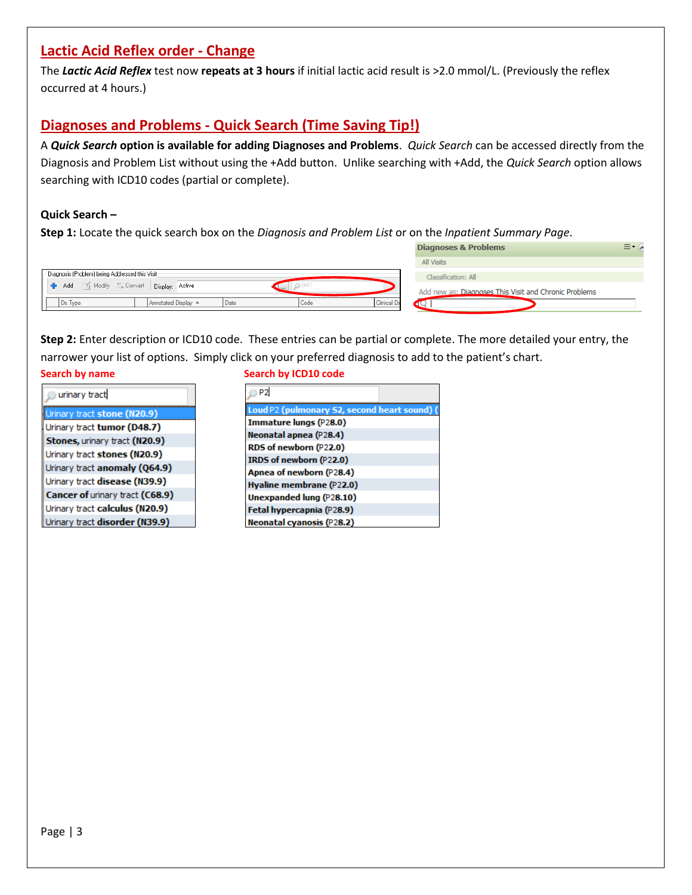## Lactic Acid Reflex order - Change

The ***Lactic Acid Reflex*** test now **repeats at 3 hours** if initial lactic acid result is >2.0 mmol/L. (Previously the reflex occurred at 4 hours.)

## Diagnoses and Problems - Quick Search (Time Saving Tip!)

A ***Quick Search*** **option is available for adding Diagnoses and Problems**. *Quick Search* can be accessed directly from the Diagnosis and Problem List without using the +Add button. Unlike searching with +Add, the *Quick Search* option allows searching with ICD10 codes (partial or complete).

**Quick Search –**

**Step 1:** Locate the quick search box on the *Diagnosis and Problem List* or on the *Inpatient Summary Page*.

Diagnosis (Problem) being Addressed this Visit
Add | Modify | Convert | Display: Active | IMO
Dx Type | Annotated Display | Date | Code | Clinical Dx

Diagnoses & Problems
All Visits
Classification: All
Add new as: Diagnoses This Visit and Chronic Problems

**Step 2:** Enter description or ICD10 code. These entries can be partial or complete. The more detailed your entry, the narrower your list of options. Simply click on your preferred diagnosis to add to the patient's chart.

**Search by name**

urinary tract

- Urinary tract stone (N20.9)
- Urinary tract tumor (D48.7)
- Stones, urinary tract (N20.9)
- Urinary tract stones (N20.9)
- Urinary tract anomaly (Q64.9)
- Urinary tract disease (N39.9)
- Cancer of urinary tract (C68.9)
- Urinary tract calculus (N20.9)
- Urinary tract disorder (N39.9)

**Search by ICD10 code**

P2

- Loud P2 (pulmonary S2, second heart sound) (
- Immature lungs (P28.0)
- Neonatal apnea (P28.4)
- RDS of newborn (P22.0)
- IRDS of newborn (P22.0)
- Apnea of newborn (P28.4)
- Hyaline membrane (P22.0)
- Unexpanded lung (P28.10)
- Fetal hypercapnia (P28.9)
- Neonatal cyanosis (P28.2)